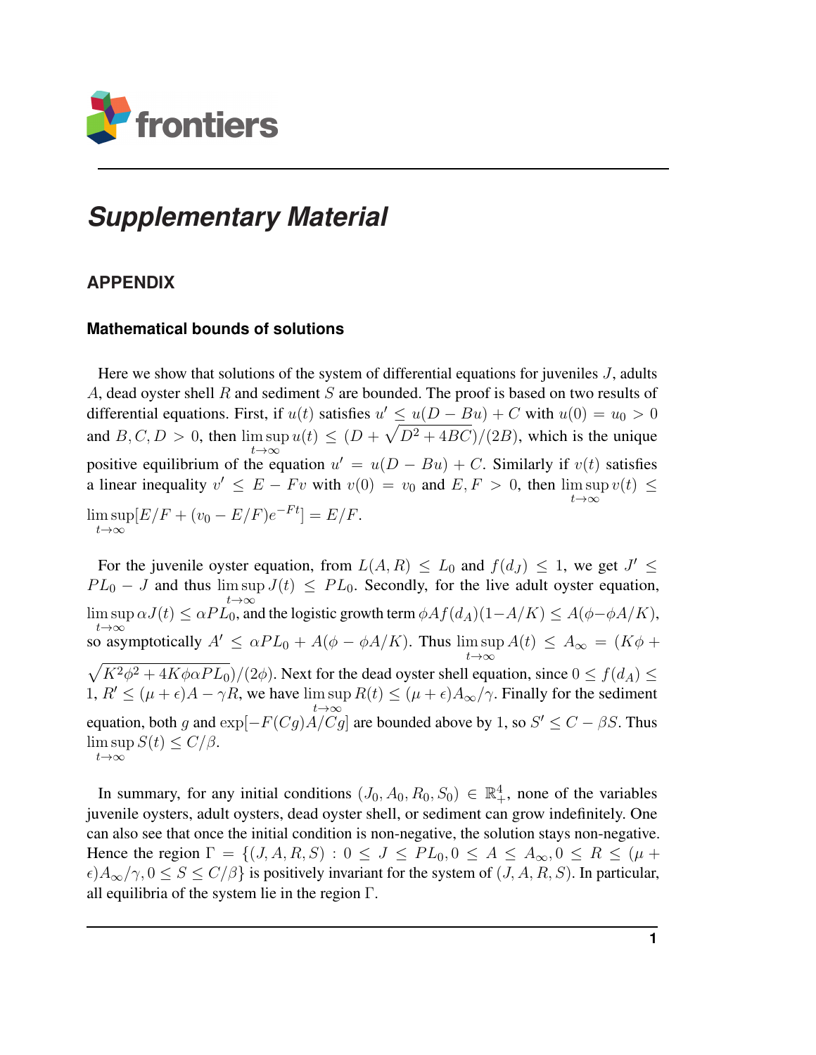# *Supplementary Material*

## APPENDIX

### Mathematical bounds of solutions

Here we show that solutions of the system of differential equations for juveniles $J$, adults $A$, dead oyster shell $R$ and sediment $S$ are bounded. The proof is based on two results of differential equations. First, if $u(t)$ satisfies $u' \le u(D - Bu) + C$ with $u(0) = u_0 > 0$ and $B, C, D > 0$, then $\limsup_{t\to\infty} u(t) \le (D + \sqrt{D^2 + 4BC})/(2B)$, which is the unique positive equilibrium of the equation $u' = u(D - Bu) + C$. Similarly if $v(t)$ satisfies a linear inequality $v' \le E - Fv$ with $v(0) = v_0$ and $E, F > 0$, then $\limsup_{t\to\infty} v(t) \le \limsup_{t\to\infty}[E/F + (v_0 - E/F)e^{-Ft}] = E/F$.

For the juvenile oyster equation, from $L(A, R) \le L_0$ and $f(d_J) \le 1$, we get $J' \le PL_0 - J$ and thus $\limsup_{t\to\infty} J(t) \le PL_0$. Secondly, for the live adult oyster equation, $\limsup_{t\to\infty} \alpha J(t) \le \alpha PL_0$, and the logistic growth term $\phi A f(d_A)(1-A/K) \le A(\phi - \phi A/K)$, so asymptotically $A' \le \alpha PL_0 + A(\phi - \phi A/K)$. Thus $\limsup_{t\to\infty} A(t) \le A_\infty = (K\phi + \sqrt{K^2\phi^2 + 4K\phi\alpha PL_0})/(2\phi)$. Next for the dead oyster shell equation, since $0 \le f(d_A) \le 1$, $R' \le (\mu + \epsilon)A - \gamma R$, we have $\limsup_{t\to\infty} R(t) \le (\mu + \epsilon)A_\infty/\gamma$. Finally for the sediment equation, both $g$ and $\exp[-F(Cg)A/Cg]$ are bounded above by 1, so $S' \le C - \beta S$. Thus $\limsup_{t\to\infty} S(t) \le C/\beta$.

In summary, for any initial conditions $(J_0, A_0, R_0, S_0) \in \mathbb{R}^4_+$, none of the variables juvenile oysters, adult oysters, dead oyster shell, or sediment can grow indefinitely. One can also see that once the initial condition is non-negative, the solution stays non-negative. Hence the region $\Gamma = \{(J, A, R, S) : 0 \le J \le PL_0, 0 \le A \le A_\infty, 0 \le R \le (\mu + \epsilon)A_\infty/\gamma, 0 \le S \le C/\beta\}$ is positively invariant for the system of $(J, A, R, S)$. In particular, all equilibria of the system lie in the region $\Gamma$.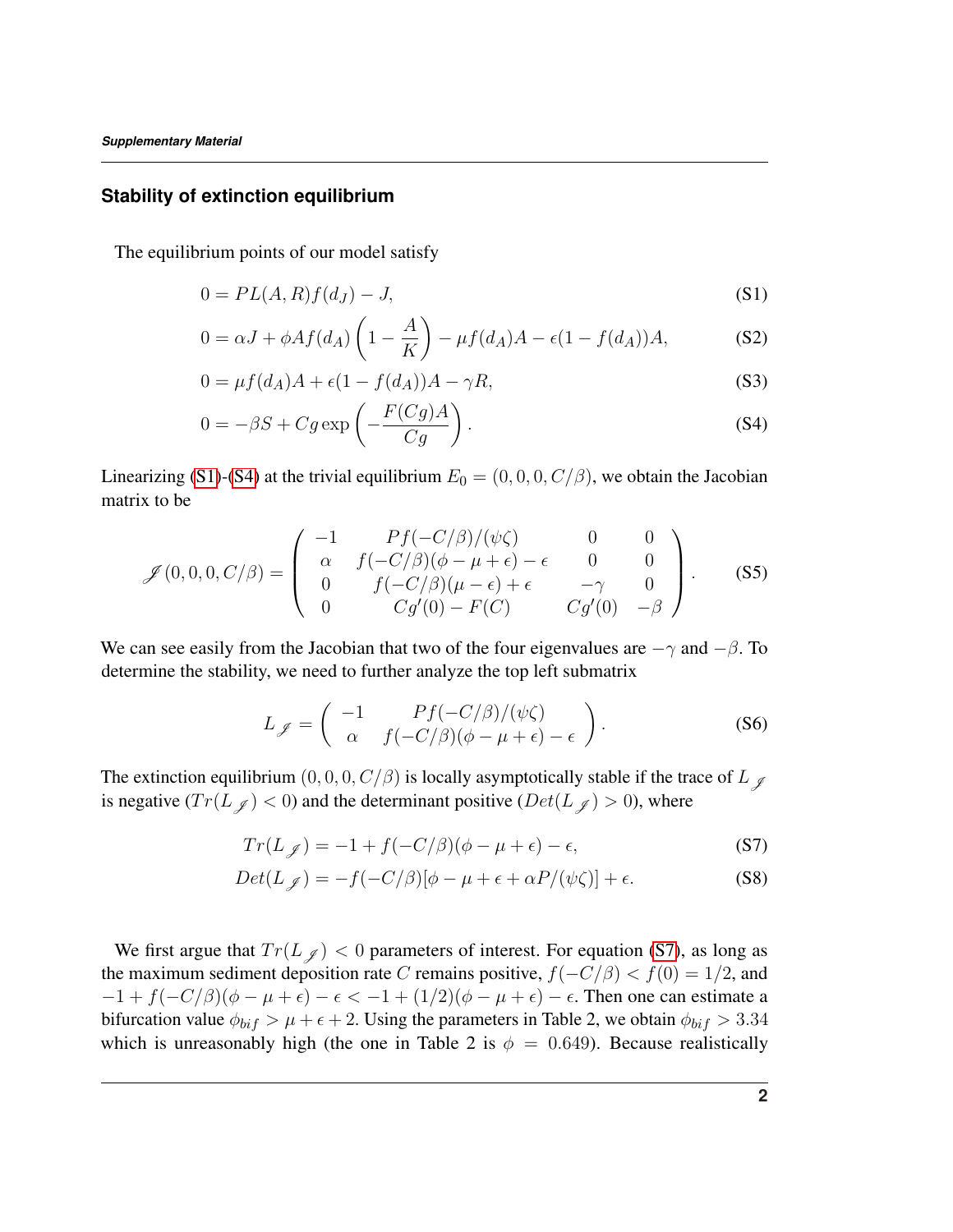## Stability of extinction equilibrium

The equilibrium points of our model satisfy

$$0 = PL(A,R)f(d_J) - J, \tag{S1}$$

$$0 = \alpha J + \phi A f(d_A)\left(1 - \frac{A}{K}\right) - \mu f(d_A)A - \epsilon(1 - f(d_A))A, \tag{S2}$$

$$0 = \mu f(d_A)A + \epsilon(1 - f(d_A))A - \gamma R, \tag{S3}$$

$$0 = -\beta S + Cg\exp\left(-\frac{F(Cg)A}{Cg}\right). \tag{S4}$$

Linearizing (S1)-(S4) at the trivial equilibrium $E_0 = (0, 0, 0, C/\beta)$, we obtain the Jacobian matrix to be

$$\mathscr{J}(0,0,0,C/\beta) = \begin{pmatrix} -1 & Pf(-C/\beta)/(\psi\zeta) & 0 & 0 \\ \alpha & f(-C/\beta)(\phi - \mu + \epsilon) - \epsilon & 0 & 0 \\ 0 & f(-C/\beta)(\mu - \epsilon) + \epsilon & -\gamma & 0 \\ 0 & Cg'(0) - F(C) & Cg'(0) & -\beta \end{pmatrix}. \tag{S5}$$

We can see easily from the Jacobian that two of the four eigenvalues are $-\gamma$ and $-\beta$. To determine the stability, we need to further analyze the top left submatrix

$$L_{\mathscr{J}} = \begin{pmatrix} -1 & Pf(-C/\beta)/(\psi\zeta) \\ \alpha & f(-C/\beta)(\phi - \mu + \epsilon) - \epsilon \end{pmatrix}. \tag{S6}$$

The extinction equilibrium $(0, 0, 0, C/\beta)$ is locally asymptotically stable if the trace of $L_{\mathscr{J}}$ is negative ($Tr(L_{\mathscr{J}}) < 0$) and the determinant positive ($Det(L_{\mathscr{J}}) > 0$), where

$$Tr(L_{\mathscr{J}}) = -1 + f(-C/\beta)(\phi - \mu + \epsilon) - \epsilon, \tag{S7}$$

$$Det(L_{\mathscr{J}}) = -f(-C/\beta)[\phi - \mu + \epsilon + \alpha P/(\psi\zeta)] + \epsilon. \tag{S8}$$

We first argue that $Tr(L_{\mathscr{J}}) < 0$ parameters of interest. For equation (S7), as long as the maximum sediment deposition rate $C$ remains positive, $f(-C/\beta) < f(0) = 1/2$, and $-1 + f(-C/\beta)(\phi - \mu + \epsilon) - \epsilon < -1 + (1/2)(\phi - \mu + \epsilon) - \epsilon$. Then one can estimate a bifurcation value $\phi_{bif} > \mu + \epsilon + 2$. Using the parameters in Table 2, we obtain $\phi_{bif} > 3.34$ which is unreasonably high (the one in Table 2 is $\phi = 0.649$). Because realistically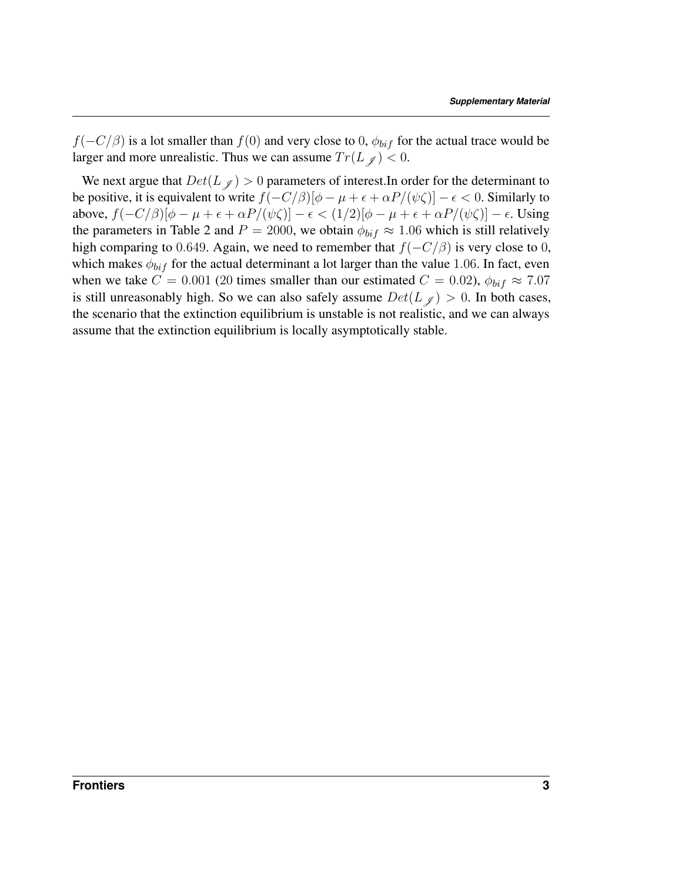$f(-C/\beta)$ is a lot smaller than $f(0)$ and very close to 0, $\phi_{bif}$ for the actual trace would be larger and more unrealistic. Thus we can assume $Tr(L_{\mathscr{J}}) < 0$.

We next argue that $Det(L_{\mathscr{J}}) > 0$ parameters of interest.In order for the determinant to be positive, it is equivalent to write $f(-C/\beta)[\phi - \mu + \epsilon + \alpha P/(\psi\zeta)] - \epsilon < 0$. Similarly to above, $f(-C/\beta)[\phi - \mu + \epsilon + \alpha P/(\psi\zeta)] - \epsilon < (1/2)[\phi - \mu + \epsilon + \alpha P/(\psi\zeta)] - \epsilon$. Using the parameters in Table 2 and $P = 2000$, we obtain $\phi_{bif} \approx 1.06$ which is still relatively high comparing to 0.649. Again, we need to remember that $f(-C/\beta)$ is very close to 0, which makes $\phi_{bif}$ for the actual determinant a lot larger than the value 1.06. In fact, even when we take $C = 0.001$ (20 times smaller than our estimated $C = 0.02$), $\phi_{bif} \approx 7.07$ is still unreasonably high. So we can also safely assume $Det(L_{\mathscr{J}}) > 0$. In both cases, the scenario that the extinction equilibrium is unstable is not realistic, and we can always assume that the extinction equilibrium is locally asymptotically stable.